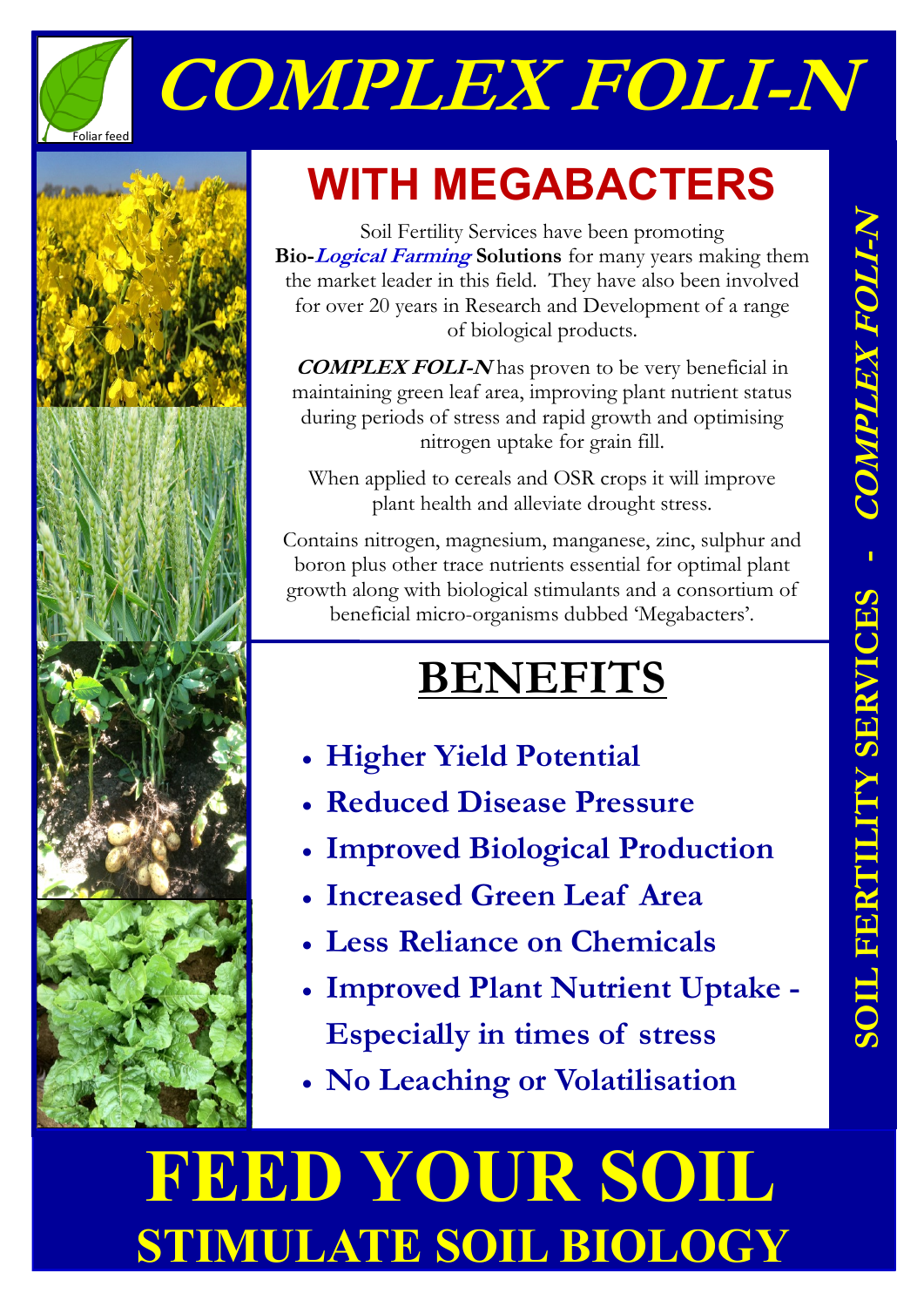# COMPLEX FOLI-N

Foliar feed

## WITH MEGABACTERS

Soil Fertility Services have been promoting **Bio-*Logical Farming* Solutions** for many years making them the market leader in this field. They have also been involved for over 20 years in Research and Development of a range of biological products.

***COMPLEX FOLI-N*** has proven to be very beneficial in maintaining green leaf area, improving plant nutrient status during periods of stress and rapid growth and optimising nitrogen uptake for grain fill.

When applied to cereals and OSR crops it will improve plant health and alleviate drought stress.

Contains nitrogen, magnesium, manganese, zinc, sulphur and boron plus other trace nutrients essential for optimal plant growth along with biological stimulants and a consortium of beneficial micro-organisms dubbed 'Megabacters'.

## BENEFITS

- **Higher Yield Potential**
- **Reduced Disease Pressure**
- **Improved Biological Production**
- **Increased Green Leaf Area**
- **Less Reliance on Chemicals**
- **Improved Plant Nutrient Uptake - Especially in times of stress**
- **No Leaching or Volatilisation**

SOIL FERTILITY SERVICES - *COMPLEX FOLI-N*

# FEED YOUR SOIL

## STIMULATE SOIL BIOLOGY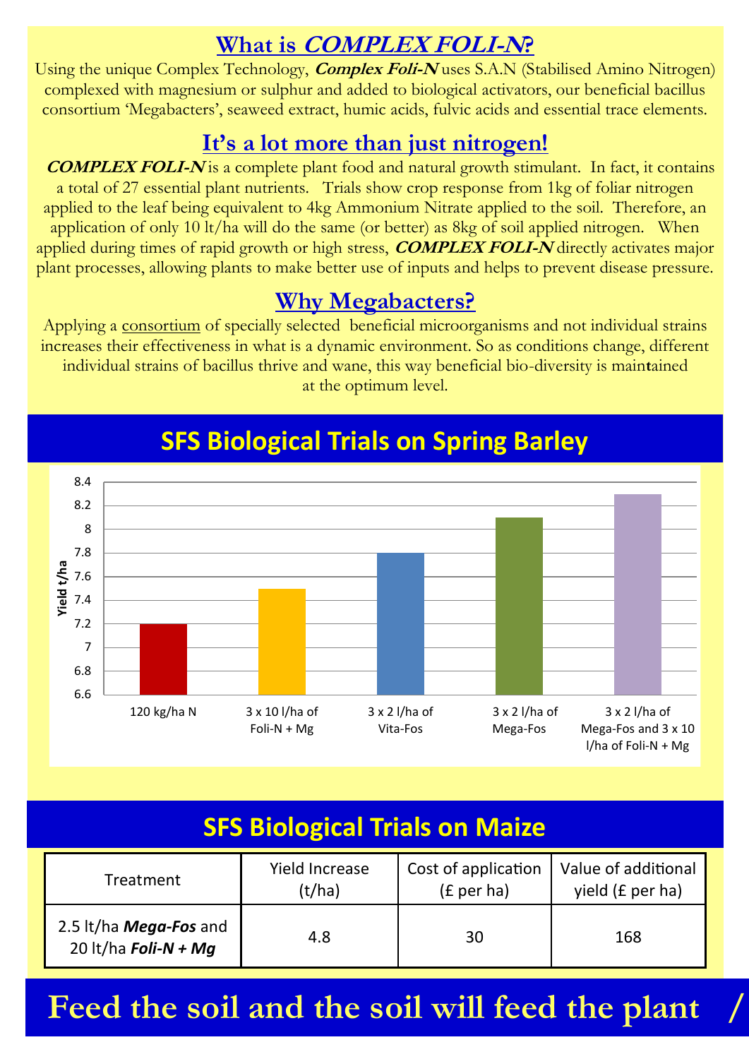## What is *COMPLEX FOLI-N*?

Using the unique Complex Technology, ***Complex Foli-N*** uses S.A.N (Stabilised Amino Nitrogen) complexed with magnesium or sulphur and added to biological activators, our beneficial bacillus consortium 'Megabacters', seaweed extract, humic acids, fulvic acids and essential trace elements.

## It's a lot more than just nitrogen!

***COMPLEX FOLI-N*** is a complete plant food and natural growth stimulant. In fact, it contains a total of 27 essential plant nutrients. Trials show crop response from 1kg of foliar nitrogen applied to the leaf being equivalent to 4kg Ammonium Nitrate applied to the soil. Therefore, an application of only 10 lt/ha will do the same (or better) as 8kg of soil applied nitrogen. When applied during times of rapid growth or high stress, ***COMPLEX FOLI-N*** directly activates major plant processes, allowing plants to make better use of inputs and helps to prevent disease pressure.

## Why Megabacters?

Applying a consortium of specially selected beneficial microorganisms and not individual strains increases their effectiveness in what is a dynamic environment. So as conditions change, different individual strains of bacillus thrive and wane, this way beneficial bio-diversity is maintained at the optimum level.

## SFS Biological Trials on Spring Barley

| Treatment | Yield t/ha |
|---|---|
| 120 kg/ha N | 7.2 |
| 3 x 10 l/ha of Foli-N + Mg | 7.5 |
| 3 x 2 l/ha of Vita-Fos | 7.8 |
| 3 x 2 l/ha of Mega-Fos | 8.1 |
| 3 x 2 l/ha of Mega-Fos and 3 x 10 l/ha of Foli-N + Mg | 8.3 |

## SFS Biological Trials on Maize

| Treatment | Yield Increase (t/ha) | Cost of application (£ per ha) | Value of additional yield (£ per ha) |
|---|---|---|---|
| 2.5 lt/ha ***Mega-Fos*** and 20 lt/ha ***Foli-N + Mg*** | 4.8 | 30 | 168 |

## Feed the soil and the soil will feed the plant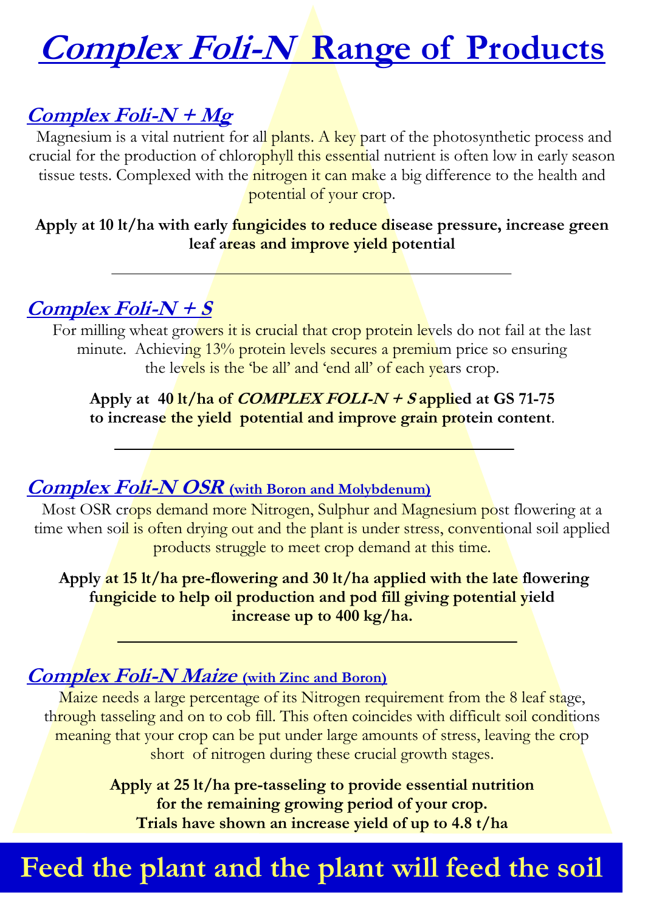# *Complex Foli-N* Range of Products

## *Complex Foli-N + Mg*

Magnesium is a vital nutrient for all plants. A key part of the photosynthetic process and crucial for the production of chlorophyll this essential nutrient is often low in early season tissue tests. Complexed with the nitrogen it can make a big difference to the health and potential of your crop.

**Apply at 10 lt/ha with early fungicides to reduce disease pressure, increase green leaf areas and improve yield potential**

---

## *Complex Foli-N + S*

For milling wheat growers it is crucial that crop protein levels do not fail at the last minute. Achieving 13% protein levels secures a premium price so ensuring the levels is the 'be all' and 'end all' of each years crop.

**Apply at 40 lt/ha of *COMPLEX FOLI-N + S* applied at GS 71-75 to increase the yield potential and improve grain protein content**.

---

## *Complex Foli-N OSR* (with Boron and Molybdenum)

Most OSR crops demand more Nitrogen, Sulphur and Magnesium post flowering at a time when soil is often drying out and the plant is under stress, conventional soil applied products struggle to meet crop demand at this time.

**Apply at 15 lt/ha pre-flowering and 30 lt/ha applied with the late flowering fungicide to help oil production and pod fill giving potential yield increase up to 400 kg/ha.**

---

## *Complex Foli-N Maize* (with Zinc and Boron)

Maize needs a large percentage of its Nitrogen requirement from the 8 leaf stage, through tasseling and on to cob fill. This often coincides with difficult soil conditions meaning that your crop can be put under large amounts of stress, leaving the crop short of nitrogen during these crucial growth stages.

**Apply at 25 lt/ha pre-tasseling to provide essential nutrition for the remaining growing period of your crop.**
**Trials have shown an increase yield of up to 4.8 t/ha**

**Feed the plant and the plant will feed the soil**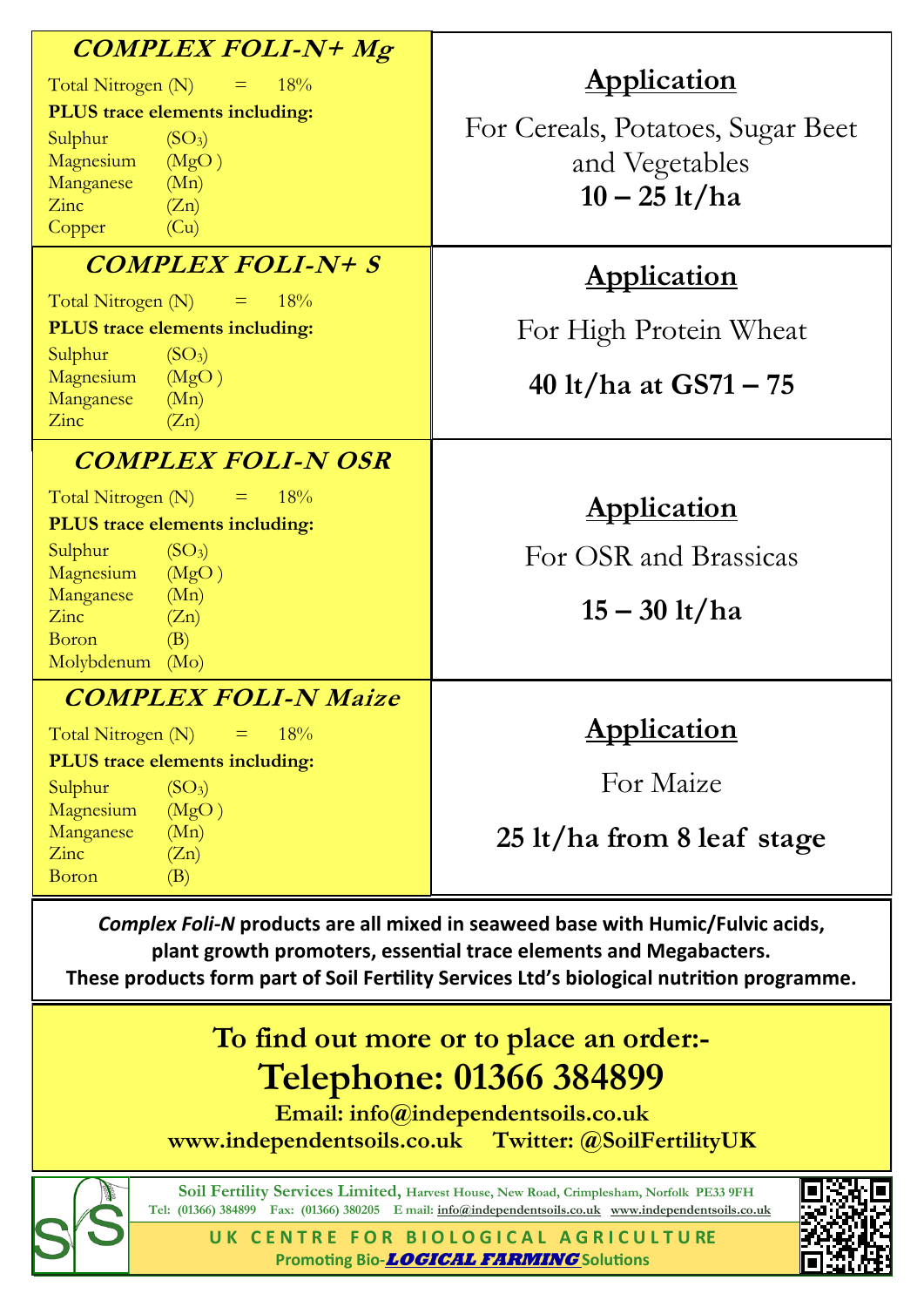## *COMPLEX FOLI-N+ Mg*

Total Nitrogen (N) = 18%

**PLUS trace elements including:**

| | |
|---|---|
| Sulphur | ($SO_3$) |
| Magnesium | (MgO) |
| Manganese | (Mn) |
| Zinc | (Zn) |
| Copper | (Cu) |

### Application

For Cereals, Potatoes, Sugar Beet and Vegetables

**10 – 25 lt/ha**

## *COMPLEX FOLI-N+ S*

Total Nitrogen (N) = 18%

**PLUS trace elements including:**

| | |
|---|---|
| Sulphur | ($SO_3$) |
| Magnesium | (MgO) |
| Manganese | (Mn) |
| Zinc | (Zn) |

### Application

For High Protein Wheat

**40 lt/ha at GS71 – 75**

## *COMPLEX FOLI-N OSR*

Total Nitrogen (N) = 18%

**PLUS trace elements including:**

| | |
|---|---|
| Sulphur | ($SO_3$) |
| Magnesium | (MgO) |
| Manganese | (Mn) |
| Zinc | (Zn) |
| Boron | (B) |
| Molybdenum | (Mo) |

### Application

For OSR and Brassicas

**15 – 30 lt/ha**

## *COMPLEX FOLI-N Maize*

Total Nitrogen (N) = 18%

**PLUS trace elements including:**

| | |
|---|---|
| Sulphur | ($SO_3$) |
| Magnesium | (MgO) |
| Manganese | (Mn) |
| Zinc | (Zn) |
| Boron | (B) |

### Application

For Maize

**25 lt/ha from 8 leaf stage**

***Complex Foli-N* products are all mixed in seaweed base with Humic/Fulvic acids, plant growth promoters, essential trace elements and Megabacters. These products form part of Soil Fertility Services Ltd's biological nutrition programme.**

**To find out more or to place an order:-**

# Telephone: 01366 384899

**Email: info@independentsoils.co.uk**

**www.independentsoils.co.uk Twitter: @SoilFertilityUK**

**Soil Fertility Services Limited,** Harvest House, New Road, Crimplesham, Norfolk PE33 9FH

Tel: (01366) 384899 Fax: (01366) 380205 E mail: info@independentsoils.co.uk www.independentsoils.co.uk

**UK CENTRE FOR BIOLOGICAL AGRICULTURE**

Promoting Bio-***LOGICAL FARMING*** Solutions